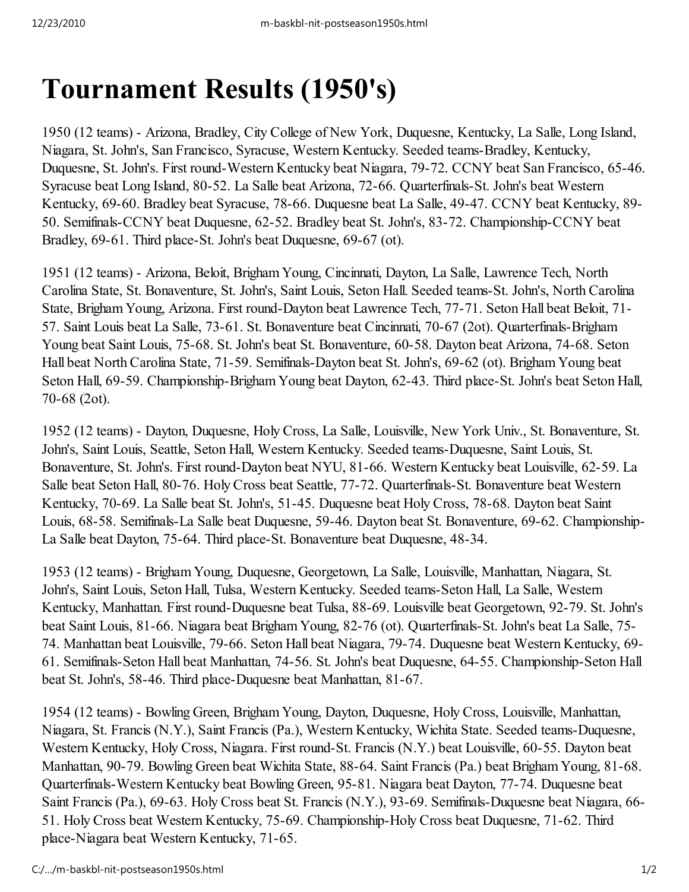# Tournament Results (1950's)

1950 (12 teams) - Arizona, Bradley, City College of New York, Duquesne, Kentucky, La Salle, Long Island, Niagara, St. John's, San Francisco, Syracuse, Western Kentucky. Seeded teams-Bradley, Kentucky, Duquesne, St. John's. First round-Western Kentucky beat Niagara, 79-72. CCNY beat San Francisco, 65-46. Syracuse beat Long Island, 80-52. La Salle beat Arizona, 72-66. Quarterfinals-St. John's beat Western Kentucky, 69-60. Bradley beat Syracuse, 78-66. Duquesne beat La Salle, 49-47. CCNY beat Kentucky, 89-50. Semifinals-CCNY beat Duquesne, 62-52. Bradley beat St. John's, 83-72. Championship-CCNY beat Bradley, 69-61. Third place-St. John's beat Duquesne, 69-67 (ot).

1951 (12 teams) - Arizona, Beloit, Brigham Young, Cincinnati, Dayton, La Salle, Lawrence Tech, North Carolina State, St. Bonaventure, St. John's, Saint Louis, Seton Hall. Seeded teams-St. John's, North Carolina State, Brigham Young, Arizona. First round-Dayton beat Lawrence Tech, 77-71. Seton Hall beat Beloit, 71-57. Saint Louis beat La Salle, 73-61. St. Bonaventure beat Cincinnati, 70-67 (2ot). Quarterfinals-Brigham Young beat Saint Louis, 75-68. St. John's beat St. Bonaventure, 60-58. Dayton beat Arizona, 74-68. Seton Hall beat North Carolina State, 71-59. Semifinals-Dayton beat St. John's, 69-62 (ot). Brigham Young beat Seton Hall, 69-59. Championship-Brigham Young beat Dayton, 62-43. Third place-St. John's beat Seton Hall, 70-68 (2ot).

1952 (12 teams) - Dayton, Duquesne, Holy Cross, La Salle, Louisville, New York Univ., St. Bonaventure, St. John's, Saint Louis, Seattle, Seton Hall, Western Kentucky. Seeded teams-Duquesne, Saint Louis, St. Bonaventure, St. John's. First round-Dayton beat NYU, 81-66. Western Kentucky beat Louisville, 62-59. La Salle beat Seton Hall, 80-76. Holy Cross beat Seattle, 77-72. Quarterfinals-St. Bonaventure beat Western Kentucky, 70-69. La Salle beat St. John's, 51-45. Duquesne beat Holy Cross, 78-68. Dayton beat Saint Louis, 68-58. Semifinals-La Salle beat Duquesne, 59-46. Dayton beat St. Bonaventure, 69-62. Championship-La Salle beat Dayton, 75-64. Third place-St. Bonaventure beat Duquesne, 48-34.

1953 (12 teams) - Brigham Young, Duquesne, Georgetown, La Salle, Louisville, Manhattan, Niagara, St. John's, Saint Louis, Seton Hall, Tulsa, Western Kentucky. Seeded teams-Seton Hall, La Salle, Western Kentucky, Manhattan. First round-Duquesne beat Tulsa, 88-69. Louisville beat Georgetown, 92-79. St. John's beat Saint Louis, 81-66. Niagara beat Brigham Young, 82-76 (ot). Quarterfinals-St. John's beat La Salle, 75-74. Manhattan beat Louisville, 79-66. Seton Hall beat Niagara, 79-74. Duquesne beat Western Kentucky, 69-61. Semifinals-Seton Hall beat Manhattan, 74-56. St. John's beat Duquesne, 64-55. Championship-Seton Hall beat St. John's, 58-46. Third place-Duquesne beat Manhattan, 81-67.

1954 (12 teams) - Bowling Green, Brigham Young, Dayton, Duquesne, Holy Cross, Louisville, Manhattan, Niagara, St. Francis (N.Y.), Saint Francis (Pa.), Western Kentucky, Wichita State. Seeded teams-Duquesne, Western Kentucky, Holy Cross, Niagara. First round-St. Francis (N.Y.) beat Louisville, 60-55. Dayton beat Manhattan, 90-79. Bowling Green beat Wichita State, 88-64. Saint Francis (Pa.) beat Brigham Young, 81-68. Quarterfinals-Western Kentucky beat Bowling Green, 95-81. Niagara beat Dayton, 77-74. Duquesne beat Saint Francis (Pa.), 69-63. Holy Cross beat St. Francis (N.Y.), 93-69. Semifinals-Duquesne beat Niagara, 66-51. Holy Cross beat Western Kentucky, 75-69. Championship-Holy Cross beat Duquesne, 71-62. Third place-Niagara beat Western Kentucky, 71-65.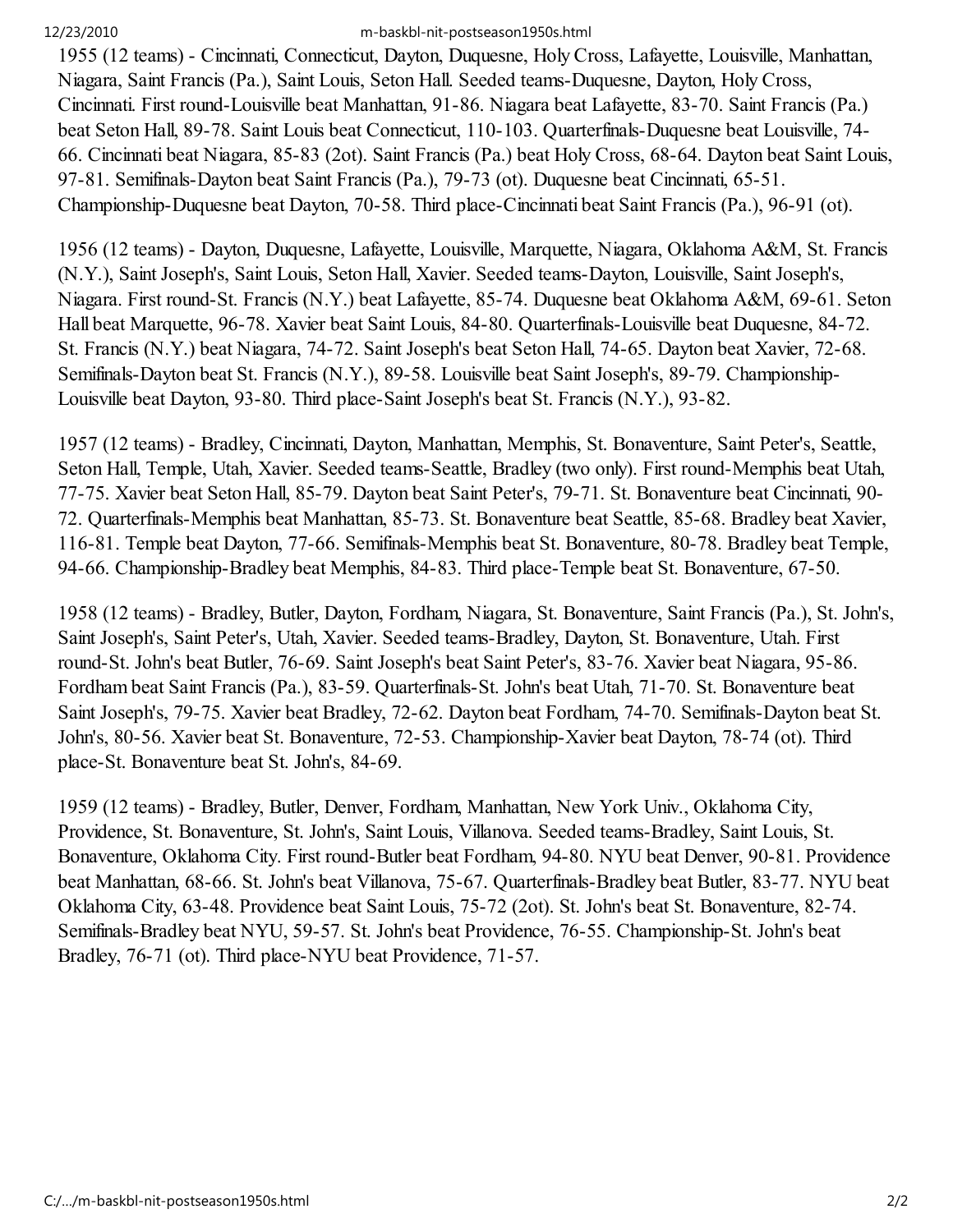1955 (12 teams) - Cincinnati, Connecticut, Dayton, Duquesne, Holy Cross, Lafayette, Louisville, Manhattan, Niagara, Saint Francis (Pa.), Saint Louis, Seton Hall. Seeded teams-Duquesne, Dayton, Holy Cross, Cincinnati. First round-Louisville beat Manhattan, 91-86. Niagara beat Lafayette, 83-70. Saint Francis (Pa.) beat Seton Hall, 89-78. Saint Louis beat Connecticut, 110-103. Quarterfinals-Duquesne beat Louisville, 74-66. Cincinnati beat Niagara, 85-83 (2ot). Saint Francis (Pa.) beat Holy Cross, 68-64. Dayton beat Saint Louis, 97-81. Semifinals-Dayton beat Saint Francis (Pa.), 79-73 (ot). Duquesne beat Cincinnati, 65-51. Championship-Duquesne beat Dayton, 70-58. Third place-Cincinnati beat Saint Francis (Pa.), 96-91 (ot).

1956 (12 teams) - Dayton, Duquesne, Lafayette, Louisville, Marquette, Niagara, Oklahoma A&M, St. Francis (N.Y.), Saint Joseph's, Saint Louis, Seton Hall, Xavier. Seeded teams-Dayton, Louisville, Saint Joseph's, Niagara. First round-St. Francis (N.Y.) beat Lafayette, 85-74. Duquesne beat Oklahoma A&M, 69-61. Seton Hall beat Marquette, 96-78. Xavier beat Saint Louis, 84-80. Quarterfinals-Louisville beat Duquesne, 84-72. St. Francis (N.Y.) beat Niagara, 74-72. Saint Joseph's beat Seton Hall, 74-65. Dayton beat Xavier, 72-68. Semifinals-Dayton beat St. Francis (N.Y.), 89-58. Louisville beat Saint Joseph's, 89-79. Championship-Louisville beat Dayton, 93-80. Third place-Saint Joseph's beat St. Francis (N.Y.), 93-82.

1957 (12 teams) - Bradley, Cincinnati, Dayton, Manhattan, Memphis, St. Bonaventure, Saint Peter's, Seattle, Seton Hall, Temple, Utah, Xavier. Seeded teams-Seattle, Bradley (two only). First round-Memphis beat Utah, 77-75. Xavier beat Seton Hall, 85-79. Dayton beat Saint Peter's, 79-71. St. Bonaventure beat Cincinnati, 90-72. Quarterfinals-Memphis beat Manhattan, 85-73. St. Bonaventure beat Seattle, 85-68. Bradley beat Xavier, 116-81. Temple beat Dayton, 77-66. Semifinals-Memphis beat St. Bonaventure, 80-78. Bradley beat Temple, 94-66. Championship-Bradley beat Memphis, 84-83. Third place-Temple beat St. Bonaventure, 67-50.

1958 (12 teams) - Bradley, Butler, Dayton, Fordham, Niagara, St. Bonaventure, Saint Francis (Pa.), St. John's, Saint Joseph's, Saint Peter's, Utah, Xavier. Seeded teams-Bradley, Dayton, St. Bonaventure, Utah. First round-St. John's beat Butler, 76-69. Saint Joseph's beat Saint Peter's, 83-76. Xavier beat Niagara, 95-86. Fordham beat Saint Francis (Pa.), 83-59. Quarterfinals-St. John's beat Utah, 71-70. St. Bonaventure beat Saint Joseph's, 79-75. Xavier beat Bradley, 72-62. Dayton beat Fordham, 74-70. Semifinals-Dayton beat St. John's, 80-56. Xavier beat St. Bonaventure, 72-53. Championship-Xavier beat Dayton, 78-74 (ot). Third place-St. Bonaventure beat St. John's, 84-69.

1959 (12 teams) - Bradley, Butler, Denver, Fordham, Manhattan, New York Univ., Oklahoma City, Providence, St. Bonaventure, St. John's, Saint Louis, Villanova. Seeded teams-Bradley, Saint Louis, St. Bonaventure, Oklahoma City. First round-Butler beat Fordham, 94-80. NYU beat Denver, 90-81. Providence beat Manhattan, 68-66. St. John's beat Villanova, 75-67. Quarterfinals-Bradley beat Butler, 83-77. NYU beat Oklahoma City, 63-48. Providence beat Saint Louis, 75-72 (2ot). St. John's beat St. Bonaventure, 82-74. Semifinals-Bradley beat NYU, 59-57. St. John's beat Providence, 76-55. Championship-St. John's beat Bradley, 76-71 (ot). Third place-NYU beat Providence, 71-57.